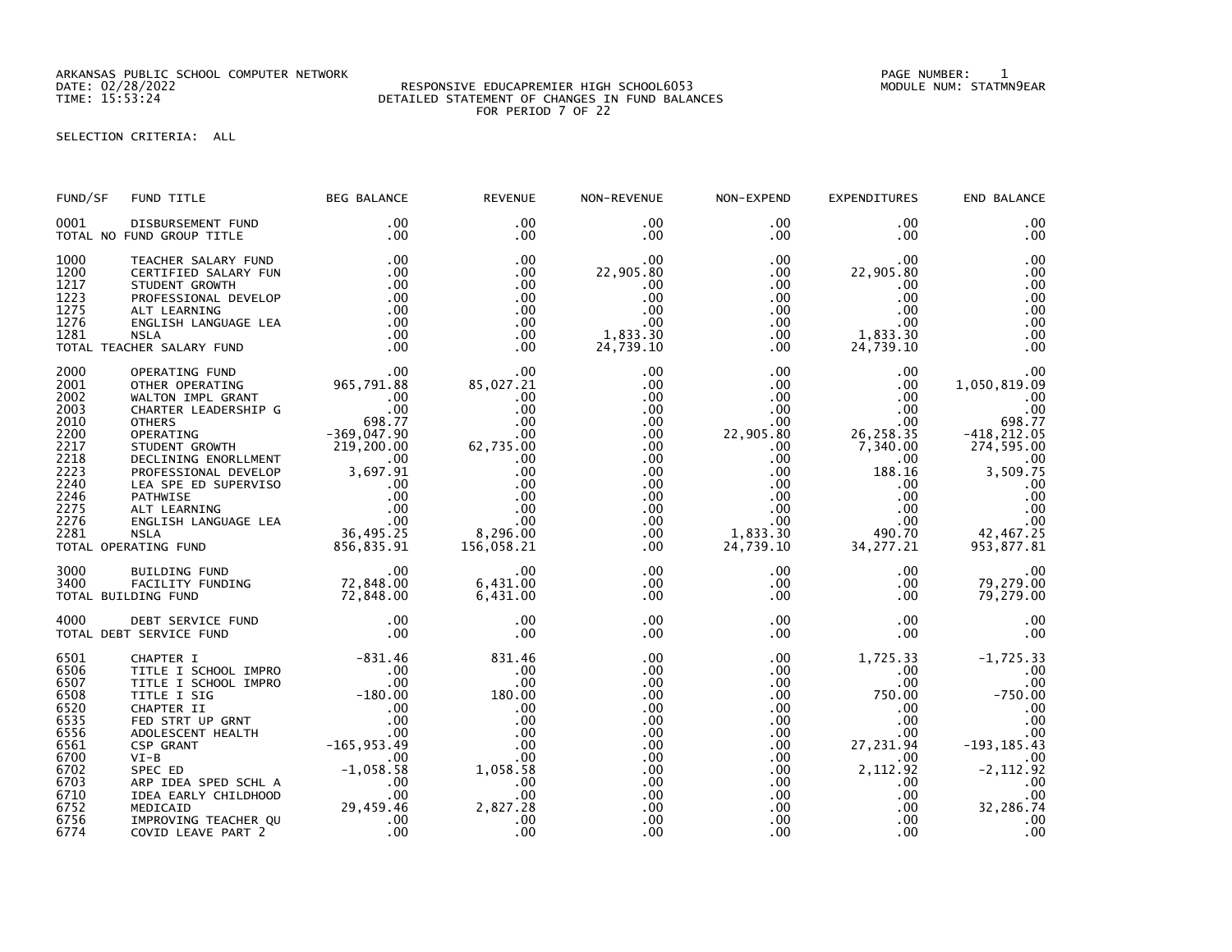ARKANSAS PUBLIC SCHOOL COMPUTER NETWORK
DATE: 02/28/2022
TIME: 15:53:24

RESPONSIVE EDUCAPREMIER HIGH SCHOOL6053
DETAILED STATEMENT OF CHANGES IN FUND BALANCES
FOR PERIOD 7 OF 22

PAGE NUMBER: 1
MODULE NUM: STATMN9EAR

SELECTION CRITERIA: ALL

| FUND/SF | FUND TITLE | BEG BALANCE | REVENUE | NON-REVENUE | NON-EXPEND | EXPENDITURES | END BALANCE |
|---|---|---|---|---|---|---|---|
| 0001 | DISBURSEMENT FUND | .00 | .00 | .00 | .00 | .00 | .00 |
| TOTAL NO FUND GROUP TITLE | | .00 | .00 | .00 | .00 | .00 | .00 |
| 1000 | TEACHER SALARY FUND | .00 | .00 | .00 | .00 | .00 | .00 |
| 1200 | CERTIFIED SALARY FUN | .00 | .00 | 22,905.80 | .00 | 22,905.80 | .00 |
| 1217 | STUDENT GROWTH | .00 | .00 | .00 | .00 | .00 | .00 |
| 1223 | PROFESSIONAL DEVELOP | .00 | .00 | .00 | .00 | .00 | .00 |
| 1275 | ALT LEARNING | .00 | .00 | .00 | .00 | .00 | .00 |
| 1276 | ENGLISH LANGUAGE LEA | .00 | .00 | .00 | .00 | .00 | .00 |
| 1281 | NSLA | .00 | .00 | 1,833.30 | .00 | 1,833.30 | .00 |
| TOTAL TEACHER SALARY FUND | | .00 | .00 | 24,739.10 | .00 | 24,739.10 | .00 |
| 2000 | OPERATING FUND | .00 | .00 | .00 | .00 | .00 | .00 |
| 2001 | OTHER OPERATING | 965,791.88 | 85,027.21 | .00 | .00 | .00 | 1,050,819.09 |
| 2002 | WALTON IMPL GRANT | .00 | .00 | .00 | .00 | .00 | .00 |
| 2003 | CHARTER LEADERSHIP G | .00 | .00 | .00 | .00 | .00 | .00 |
| 2010 | OTHERS | 698.77 | .00 | .00 | .00 | .00 | 698.77 |
| 2200 | OPERATING | -369,047.90 | .00 | .00 | 22,905.80 | 26,258.35 | -418,212.05 |
| 2217 | STUDENT GROWTH | 219,200.00 | 62,735.00 | .00 | .00 | 7,340.00 | 274,595.00 |
| 2218 | DECLINING ENORLLMENT | .00 | .00 | .00 | .00 | .00 | .00 |
| 2223 | PROFESSIONAL DEVELOP | 3,697.91 | .00 | .00 | .00 | 188.16 | 3,509.75 |
| 2240 | LEA SPE ED SUPERVISO | .00 | .00 | .00 | .00 | .00 | .00 |
| 2246 | PATHWISE | .00 | .00 | .00 | .00 | .00 | .00 |
| 2275 | ALT LEARNING | .00 | .00 | .00 | .00 | .00 | .00 |
| 2276 | ENGLISH LANGUAGE LEA | .00 | .00 | .00 | .00 | .00 | .00 |
| 2281 | NSLA | 36,495.25 | 8,296.00 | .00 | 1,833.30 | 490.70 | 42,467.25 |
| TOTAL OPERATING FUND | | 856,835.91 | 156,058.21 | .00 | 24,739.10 | 34,277.21 | 953,877.81 |
| 3000 | BUILDING FUND | .00 | .00 | .00 | .00 | .00 | .00 |
| 3400 | FACILITY FUNDING | 72,848.00 | 6,431.00 | .00 | .00 | .00 | 79,279.00 |
| TOTAL BUILDING FUND | | 72,848.00 | 6,431.00 | .00 | .00 | .00 | 79,279.00 |
| 4000 | DEBT SERVICE FUND | .00 | .00 | .00 | .00 | .00 | .00 |
| TOTAL DEBT SERVICE FUND | | .00 | .00 | .00 | .00 | .00 | .00 |
| 6501 | CHAPTER I | -831.46 | 831.46 | .00 | .00 | 1,725.33 | -1,725.33 |
| 6506 | TITLE I SCHOOL IMPRO | .00 | .00 | .00 | .00 | .00 | .00 |
| 6507 | TITLE I SCHOOL IMPRO | .00 | .00 | .00 | .00 | .00 | .00 |
| 6508 | TITLE I SIG | -180.00 | 180.00 | .00 | .00 | 750.00 | -750.00 |
| 6520 | CHAPTER II | .00 | .00 | .00 | .00 | .00 | .00 |
| 6535 | FED STRT UP GRNT | .00 | .00 | .00 | .00 | .00 | .00 |
| 6556 | ADOLESCENT HEALTH | .00 | .00 | .00 | .00 | .00 | .00 |
| 6561 | CSP GRANT | -165,953.49 | .00 | .00 | .00 | 27,231.94 | -193,185.43 |
| 6700 | VI-B | .00 | .00 | .00 | .00 | .00 | .00 |
| 6702 | SPEC ED | -1,058.58 | 1,058.58 | .00 | .00 | 2,112.92 | -2,112.92 |
| 6703 | ARP IDEA SPED SCHL A | .00 | .00 | .00 | .00 | .00 | .00 |
| 6710 | IDEA EARLY CHILDHOOD | .00 | .00 | .00 | .00 | .00 | .00 |
| 6752 | MEDICAID | 29,459.46 | 2,827.28 | .00 | .00 | .00 | 32,286.74 |
| 6756 | IMPROVING TEACHER QU | .00 | .00 | .00 | .00 | .00 | .00 |
| 6774 | COVID LEAVE PART 2 | .00 | .00 | .00 | .00 | .00 | .00 |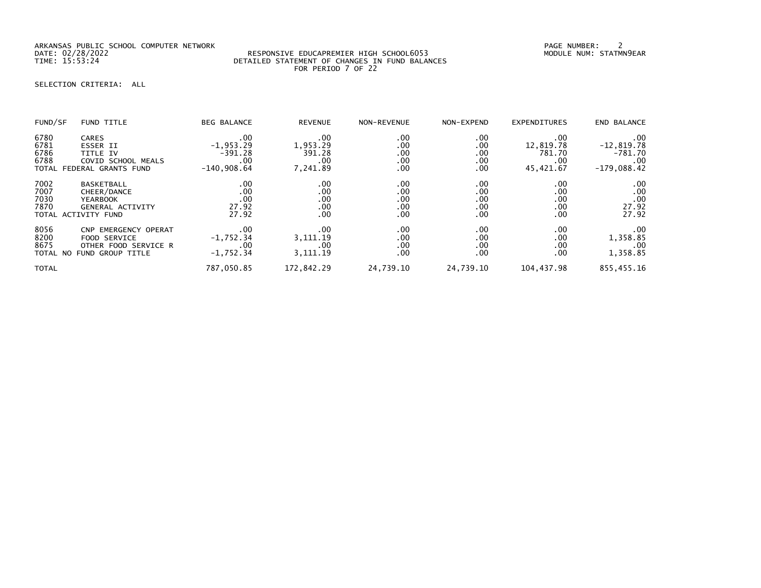ARKANSAS PUBLIC SCHOOL COMPUTER NETWORK
DATE: 02/28/2022
TIME: 15:53:24

RESPONSIVE EDUCAPREMIER HIGH SCHOOL6053
DETAILED STATEMENT OF CHANGES IN FUND BALANCES
FOR PERIOD 7 OF 22

MODULE NUM: STATMN9EAR

SELECTION CRITERIA: ALL

| FUND/SF | FUND TITLE | BEG BALANCE | REVENUE | NON-REVENUE | NON-EXPEND | EXPENDITURES | END BALANCE |
|---|---|---|---|---|---|---|---|
| 6780 | CARES | .00 | .00 | .00 | .00 | .00 | .00 |
| 6781 | ESSER II | -1,953.29 | 1,953.29 | .00 | .00 | 12,819.78 | -12,819.78 |
| 6786 | TITLE IV | -391.28 | 391.28 | .00 | .00 | 781.70 | -781.70 |
| 6788 | COVID SCHOOL MEALS | .00 | .00 | .00 | .00 | .00 | .00 |
| TOTAL FEDERAL GRANTS FUND | | -140,908.64 | 7,241.89 | .00 | .00 | 45,421.67 | -179,088.42 |
| 7002 | BASKETBALL | .00 | .00 | .00 | .00 | .00 | .00 |
| 7007 | CHEER/DANCE | .00 | .00 | .00 | .00 | .00 | .00 |
| 7030 | YEARBOOK | .00 | .00 | .00 | .00 | .00 | .00 |
| 7870 | GENERAL ACTIVITY | 27.92 | .00 | .00 | .00 | .00 | 27.92 |
| TOTAL ACTIVITY FUND | | 27.92 | .00 | .00 | .00 | .00 | 27.92 |
| 8056 | CNP EMERGENCY OPERAT | .00 | .00 | .00 | .00 | .00 | .00 |
| 8200 | FOOD SERVICE | -1,752.34 | 3,111.19 | .00 | .00 | .00 | 1,358.85 |
| 8675 | OTHER FOOD SERVICE R | .00 | .00 | .00 | .00 | .00 | .00 |
| TOTAL NO FUND GROUP TITLE | | -1,752.34 | 3,111.19 | .00 | .00 | .00 | 1,358.85 |
| TOTAL | | 787,050.85 | 172,842.29 | 24,739.10 | 24,739.10 | 104,437.98 | 855,455.16 |